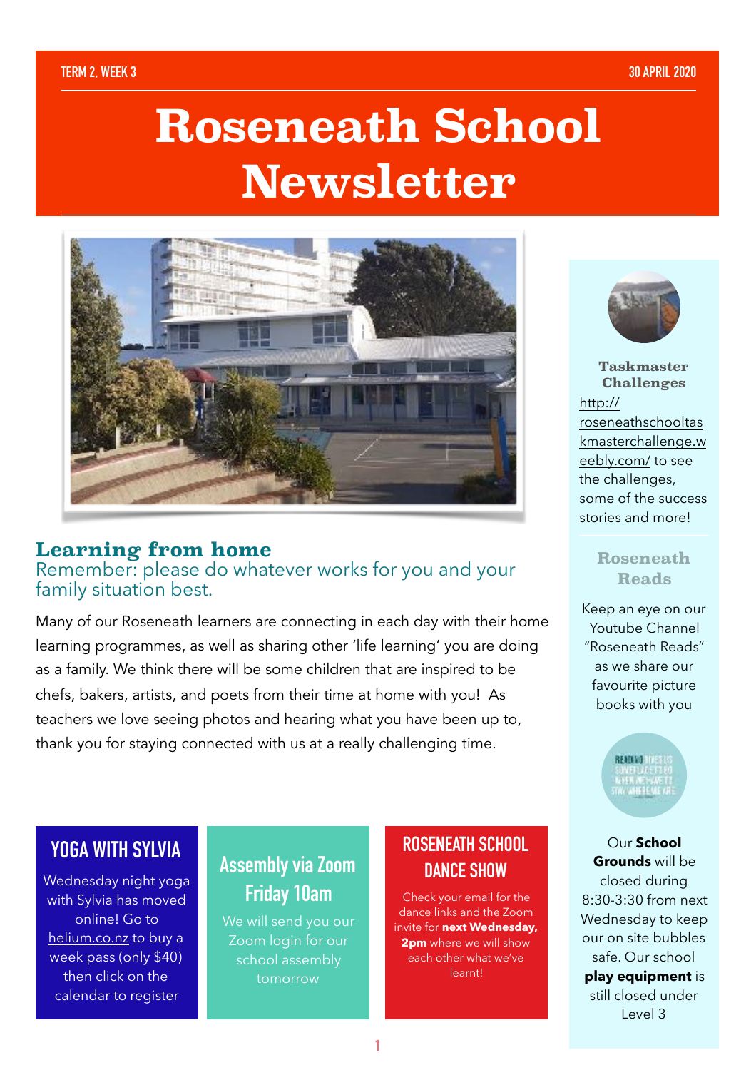TERM 2, WEEK 3 — 30 APRIL 2020

# Roseneath School Newsletter

## Learning from home

Remember: please do whatever works for you and your family situation best.

Many of our Roseneath learners are connecting in each day with their home learning programmes, as well as sharing other 'life learning' you are doing as a family. We think there will be some children that are inspired to be chefs, bakers, artists, and poets from their time at home with you! As teachers we love seeing photos and hearing what you have been up to, thank you for staying connected with us at a really challenging time.

### YOGA WITH SYLVIA

Wednesday night yoga with Sylvia has moved online! Go to helium.co.nz to buy a week pass (only $40) then click on the calendar to register

### Assembly via Zoom Friday 10am

We will send you our Zoom login for our school assembly tomorrow

### ROSENEATH SCHOOL DANCE SHOW

Check your email for the dance links and the Zoom invite for **next Wednesday, 2pm** where we will show each other what we've learnt!

### Taskmaster Challenges

http://roseneathschooltaskmasterchallenge.weebly.com/ to see the challenges, some of the success stories and more!

### Roseneath Reads

Keep an eye on our Youtube Channel "Roseneath Reads" as we share our favourite picture books with you

Our **School Grounds** will be closed during 8:30-3:30 from next Wednesday to keep our on site bubbles safe. Our school **play equipment** is still closed under Level 3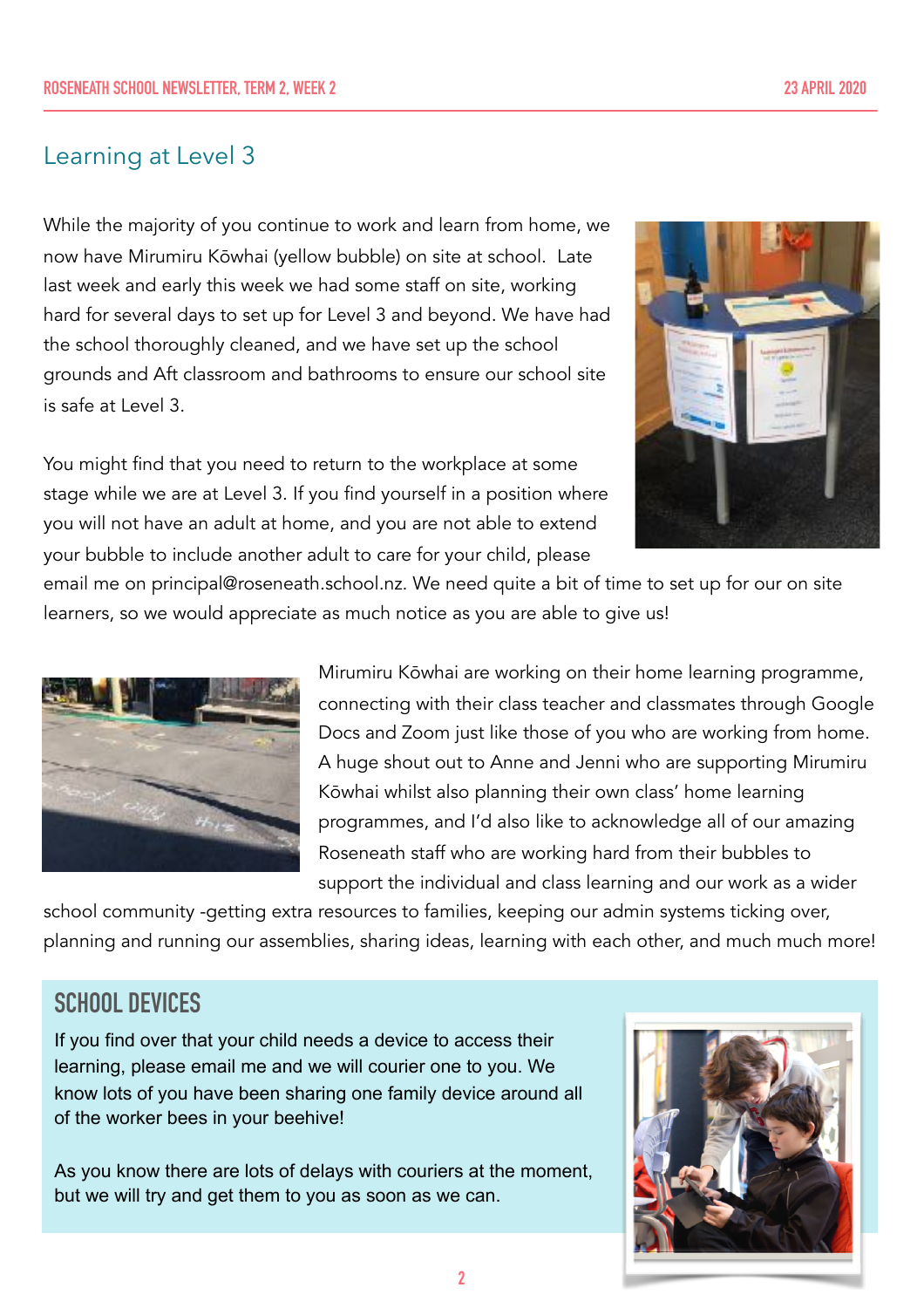## Learning at Level 3

While the majority of you continue to work and learn from home, we now have Mirumiru Kōwhai (yellow bubble) on site at school.  Late last week and early this week we had some staff on site, working hard for several days to set up for Level 3 and beyond. We have had the school thoroughly cleaned, and we have set up the school grounds and Aft classroom and bathrooms to ensure our school site is safe at Level 3.

You might find that you need to return to the workplace at some stage while we are at Level 3. If you find yourself in a position where you will not have an adult at home, and you are not able to extend your bubble to include another adult to care for your child, please email me on principal@roseneath.school.nz. We need quite a bit of time to set up for our on site learners, so we would appreciate as much notice as you are able to give us!

Mirumiru Kōwhai are working on their home learning programme, connecting with their class teacher and classmates through Google Docs and Zoom just like those of you who are working from home. A huge shout out to Anne and Jenni who are supporting Mirumiru Kōwhai whilst also planning their own class' home learning programmes, and I'd also like to acknowledge all of our amazing Roseneath staff who are working hard from their bubbles to support the individual and class learning and our work as a wider school community -getting extra resources to families, keeping our admin systems ticking over, planning and running our assemblies, sharing ideas, learning with each other, and much much more!

## SCHOOL DEVICES

If you find over that your child needs a device to access their learning, please email me and we will courier one to you. We know lots of you have been sharing one family device around all of the worker bees in your beehive!

As you know there are lots of delays with couriers at the moment, but we will try and get them to you as soon as we can.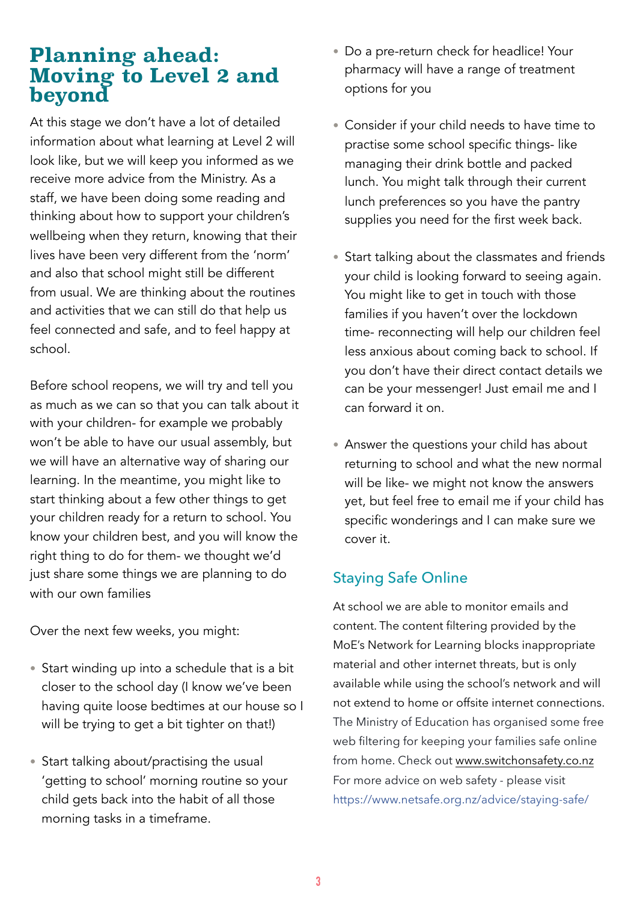# Planning ahead: Moving to Level 2 and beyond

At this stage we don't have a lot of detailed information about what learning at Level 2 will look like, but we will keep you informed as we receive more advice from the Ministry. As a staff, we have been doing some reading and thinking about how to support your children's wellbeing when they return, knowing that their lives have been very different from the 'norm' and also that school might still be different from usual. We are thinking about the routines and activities that we can still do that help us feel connected and safe, and to feel happy at school.

Before school reopens, we will try and tell you as much as we can so that you can talk about it with your children- for example we probably won't be able to have our usual assembly, but we will have an alternative way of sharing our learning. In the meantime, you might like to start thinking about a few other things to get your children ready for a return to school. You know your children best, and you will know the right thing to do for them- we thought we'd just share some things we are planning to do with our own families

Over the next few weeks, you might:

- Start winding up into a schedule that is a bit closer to the school day (I know we've been having quite loose bedtimes at our house so I will be trying to get a bit tighter on that!)
- Start talking about/practising the usual 'getting to school' morning routine so your child gets back into the habit of all those morning tasks in a timeframe.
- Do a pre-return check for headlice! Your pharmacy will have a range of treatment options for you
- Consider if your child needs to have time to practise some school specific things- like managing their drink bottle and packed lunch. You might talk through their current lunch preferences so you have the pantry supplies you need for the first week back.
- Start talking about the classmates and friends your child is looking forward to seeing again. You might like to get in touch with those families if you haven't over the lockdown time- reconnecting will help our children feel less anxious about coming back to school. If you don't have their direct contact details we can be your messenger! Just email me and I can forward it on.
- Answer the questions your child has about returning to school and what the new normal will be like- we might not know the answers yet, but feel free to email me if your child has specific wonderings and I can make sure we cover it.

## Staying Safe Online

At school we are able to monitor emails and content. The content filtering provided by the MoE's Network for Learning blocks inappropriate material and other internet threats, but is only available while using the school's network and will not extend to home or offsite internet connections. The Ministry of Education has organised some free web filtering for keeping your families safe online from home. Check out www.switchonsafety.co.nz For more advice on web safety - please visit https://www.netsafe.org.nz/advice/staying-safe/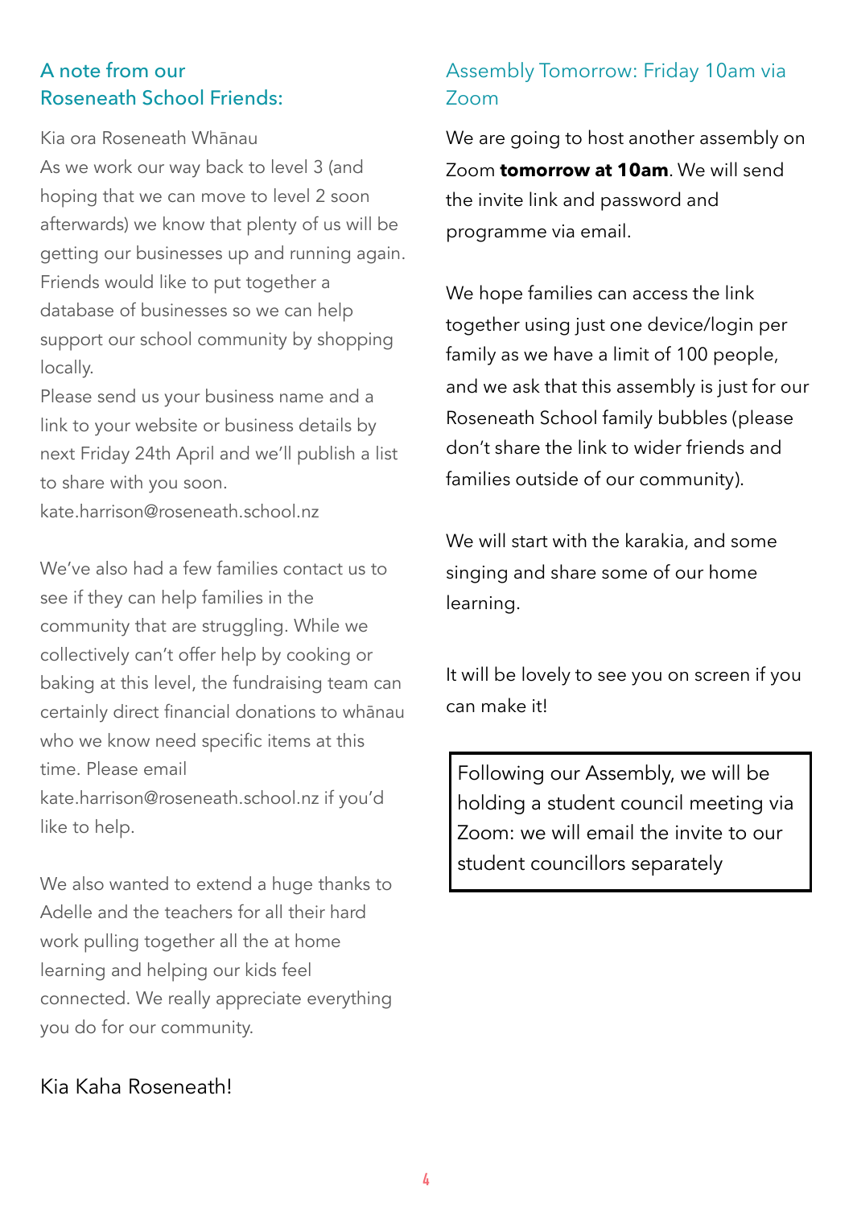## A note from our Roseneath School Friends:

Kia ora Roseneath Whānau

As we work our way back to level 3 (and hoping that we can move to level 2 soon afterwards) we know that plenty of us will be getting our businesses up and running again. Friends would like to put together a database of businesses so we can help support our school community by shopping locally.

Please send us your business name and a link to your website or business details by next Friday 24th April and we'll publish a list to share with you soon.

kate.harrison@roseneath.school.nz

We've also had a few families contact us to see if they can help families in the community that are struggling. While we collectively can't offer help by cooking or baking at this level, the fundraising team can certainly direct financial donations to whānau who we know need specific items at this time. Please email kate.harrison@roseneath.school.nz if you'd like to help.

We also wanted to extend a huge thanks to Adelle and the teachers for all their hard work pulling together all the at home learning and helping our kids feel connected. We really appreciate everything you do for our community.

Kia Kaha Roseneath!

## Assembly Tomorrow: Friday 10am via Zoom

We are going to host another assembly on Zoom **tomorrow at 10am**. We will send the invite link and password and programme via email.

We hope families can access the link together using just one device/login per family as we have a limit of 100 people, and we ask that this assembly is just for our Roseneath School family bubbles (please don't share the link to wider friends and families outside of our community).

We will start with the karakia, and some singing and share some of our home learning.

It will be lovely to see you on screen if you can make it!

Following our Assembly, we will be holding a student council meeting via Zoom: we will email the invite to our student councillors separately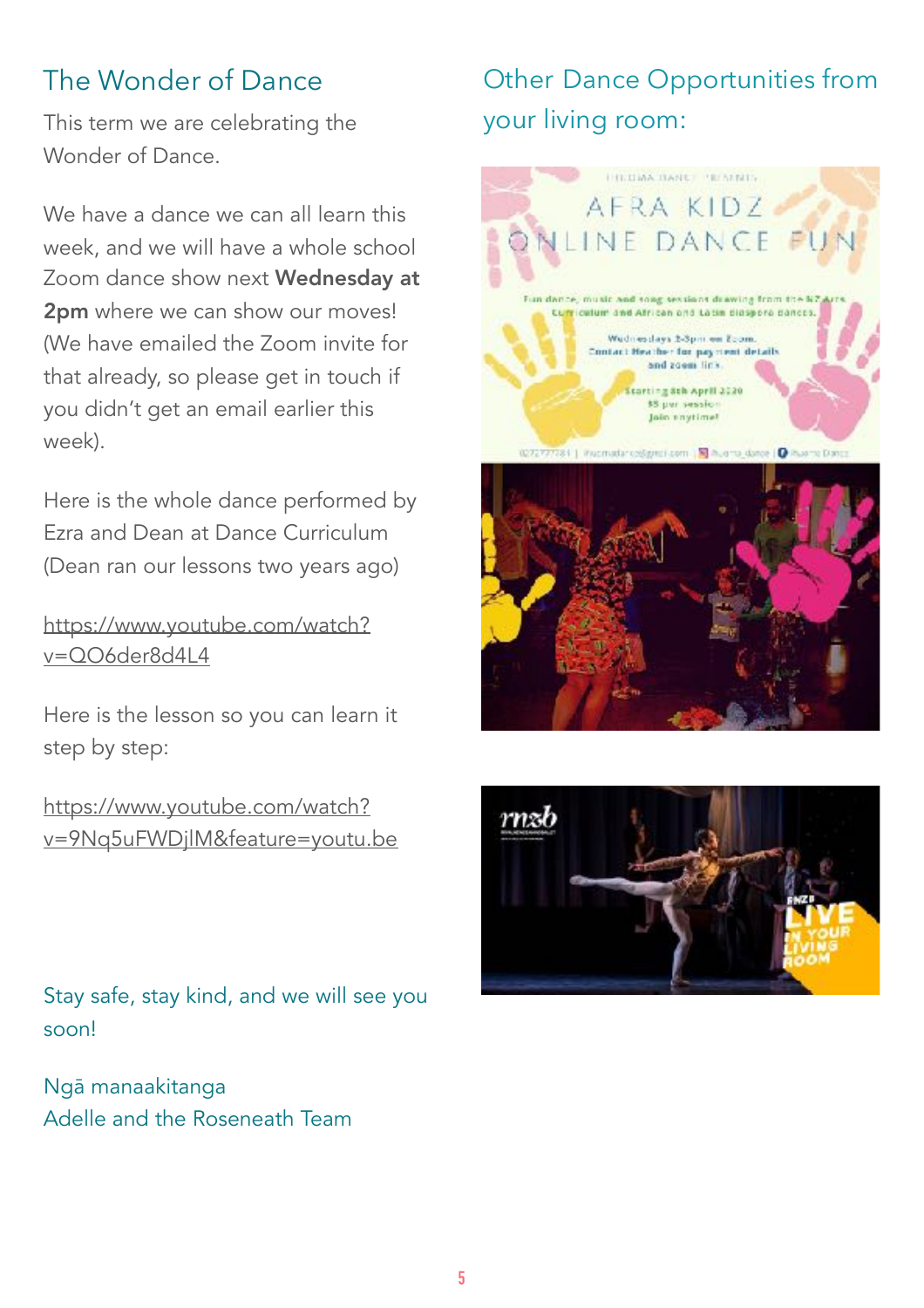## The Wonder of Dance

This term we are celebrating the Wonder of Dance.

We have a dance we can all learn this week, and we will have a whole school Zoom dance show next **Wednesday at 2pm** where we can show our moves! (We have emailed the Zoom invite for that already, so please get in touch if you didn't get an email earlier this week).

Here is the whole dance performed by Ezra and Dean at Dance Curriculum (Dean ran our lessons two years ago)

https://www.youtube.com/watch?v=QO6der8d4L4

Here is the lesson so you can learn it step by step:

https://www.youtube.com/watch?v=9Nq5uFWDjlM&feature=youtu.be

Stay safe, stay kind, and we will see you soon!

Ngā manaakitanga
Adelle and the Roseneath Team

## Other Dance Opportunities from your living room: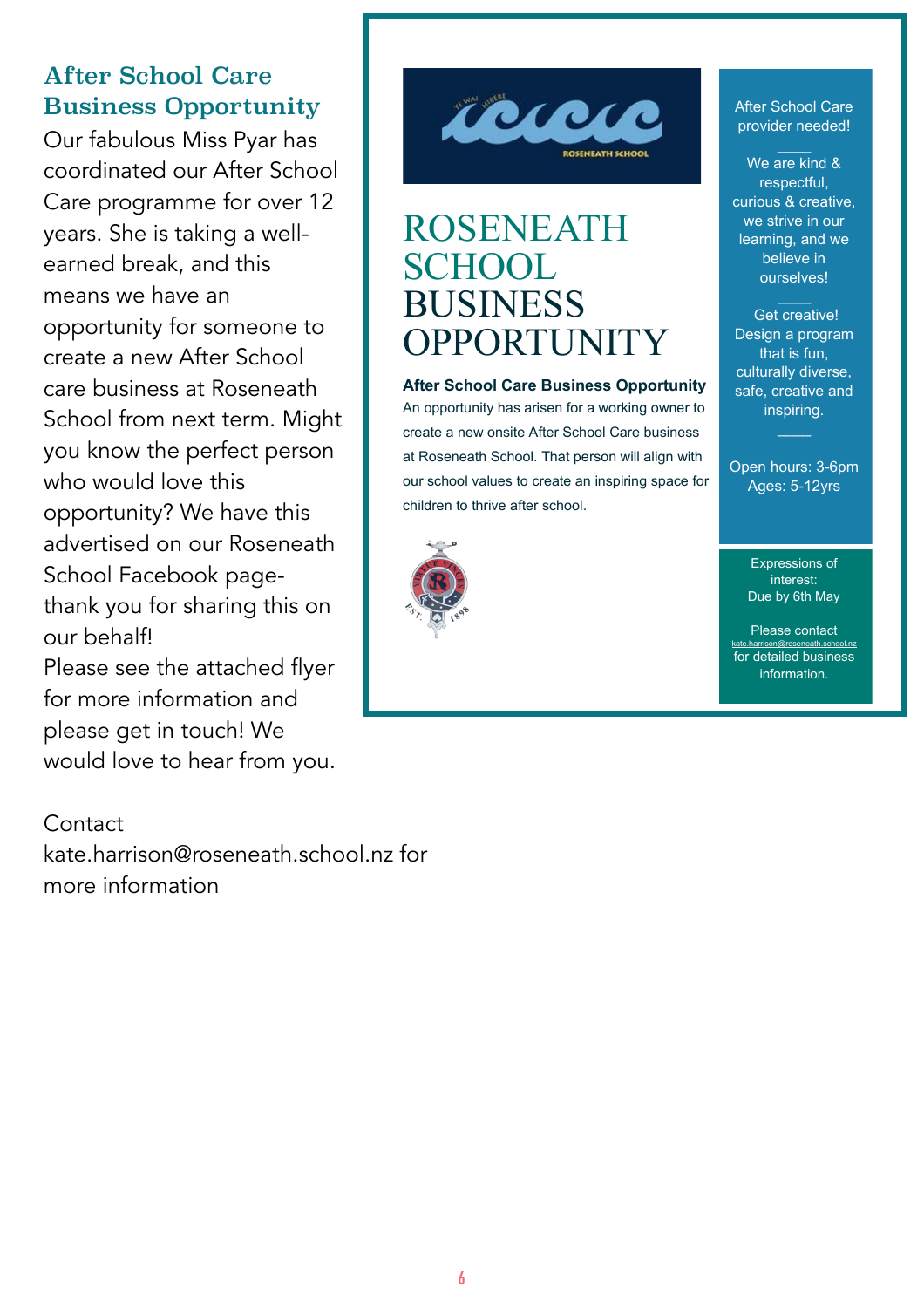## After School Care Business Opportunity

Our fabulous Miss Pyar has coordinated our After School Care programme for over 12 years. She is taking a well-earned break, and this means we have an opportunity for someone to create a new After School care business at Roseneath School from next term. Might you know the perfect person who would love this opportunity? We have this advertised on our Roseneath School Facebook page- thank you for sharing this on our behalf!

Please see the attached flyer for more information and please get in touch! We would love to hear from you.

Contact kate.harrison@roseneath.school.nz for more information

TE WAI HIRERE
ROSENEATH SCHOOL

# ROSENEATH SCHOOL BUSINESS OPPORTUNITY

**After School Care Business Opportunity**

An opportunity has arisen for a working owner to create a new onsite After School Care business at Roseneath School. That person will align with our school values to create an inspiring space for children to thrive after school.

EST. 1898

After School Care provider needed!

We are kind & respectful, curious & creative, we strive in our learning, and we believe in ourselves!

Get creative! Design a program that is fun, culturally diverse, safe, creative and inspiring.

Open hours: 3-6pm
Ages: 5-12yrs

Expressions of interest:
Due by 6th May

Please contact kate.harrison@roseneath.school.nz for detailed business information.